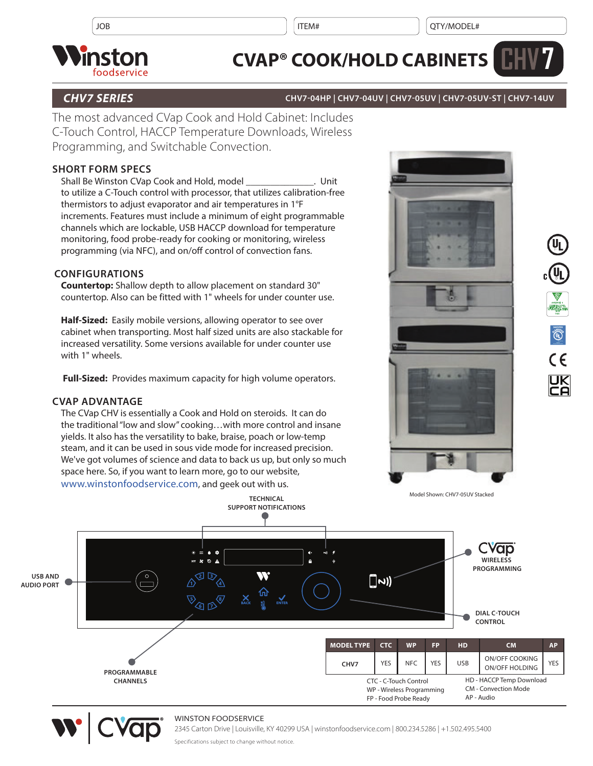| JOB | ITEM# | QTY/MODEL# |
|---|---|---|

# CVAP® COOK/HOLD CABINETS CHV7

## CHV7 SERIES

CHV7-04HP | CHV7-04UV | CHV7-05UV | CHV7-05UV-ST | CHV7-14UV

The most advanced CVap Cook and Hold Cabinet: Includes C-Touch Control, HACCP Temperature Downloads, Wireless Programming, and Switchable Convection.

### SHORT FORM SPECS

Shall Be Winston CVap Cook and Hold, model ______________. Unit to utilize a C-Touch control with processor, that utilizes calibration-free thermistors to adjust evaporator and air temperatures in 1°F increments. Features must include a minimum of eight programmable channels which are lockable, USB HACCP download for temperature monitoring, food probe-ready for cooking or monitoring, wireless programming (via NFC), and on/off control of convection fans.

### CONFIGURATIONS

**Countertop:** Shallow depth to allow placement on standard 30" countertop. Also can be fitted with 1" wheels for under counter use.

**Half-Sized:** Easily mobile versions, allowing operator to see over cabinet when transporting. Most half sized units are also stackable for increased versatility. Some versions available for under counter use with 1" wheels.

**Full-Sized:** Provides maximum capacity for high volume operators.

### CVAP ADVANTAGE

The CVap CHV is essentially a Cook and Hold on steroids. It can do the traditional "low and slow" cooking…with more control and insane yields. It also has the versatility to bake, braise, poach or low-temp steam, and it can be used in sous vide mode for increased precision. We've got volumes of science and data to back us up, but only so much space here. So, if you want to learn more, go to our website, www.winstonfoodservice.com, and geek out with us.

Model Shown: CHV7-05UV Stacked

TECHNICAL SUPPORT NOTIFICATIONS

USB AND AUDIO PORT

CVap WIRELESS PROGRAMMING

DIAL C-TOUCH CONTROL

PROGRAMMABLE CHANNELS

| MODEL TYPE | CTC | WP | FP | HD | CM | AP |
|---|---|---|---|---|---|---|
| CHV7 | YES | NFC | YES | USB | ON/OFF COOKING ON/OFF HOLDING | YES |

CTC - C-Touch Control
WP - Wireless Programming
FP - Food Probe Ready
HD - HACCP Temp Download
CM - Convection Mode
AP - Audio

WINSTON FOODSERVICE
2345 Carton Drive | Louisville, KY 40299 USA | winstonfoodservice.com | 800.234.5286 | +1.502.495.5400

Specifications subject to change without notice.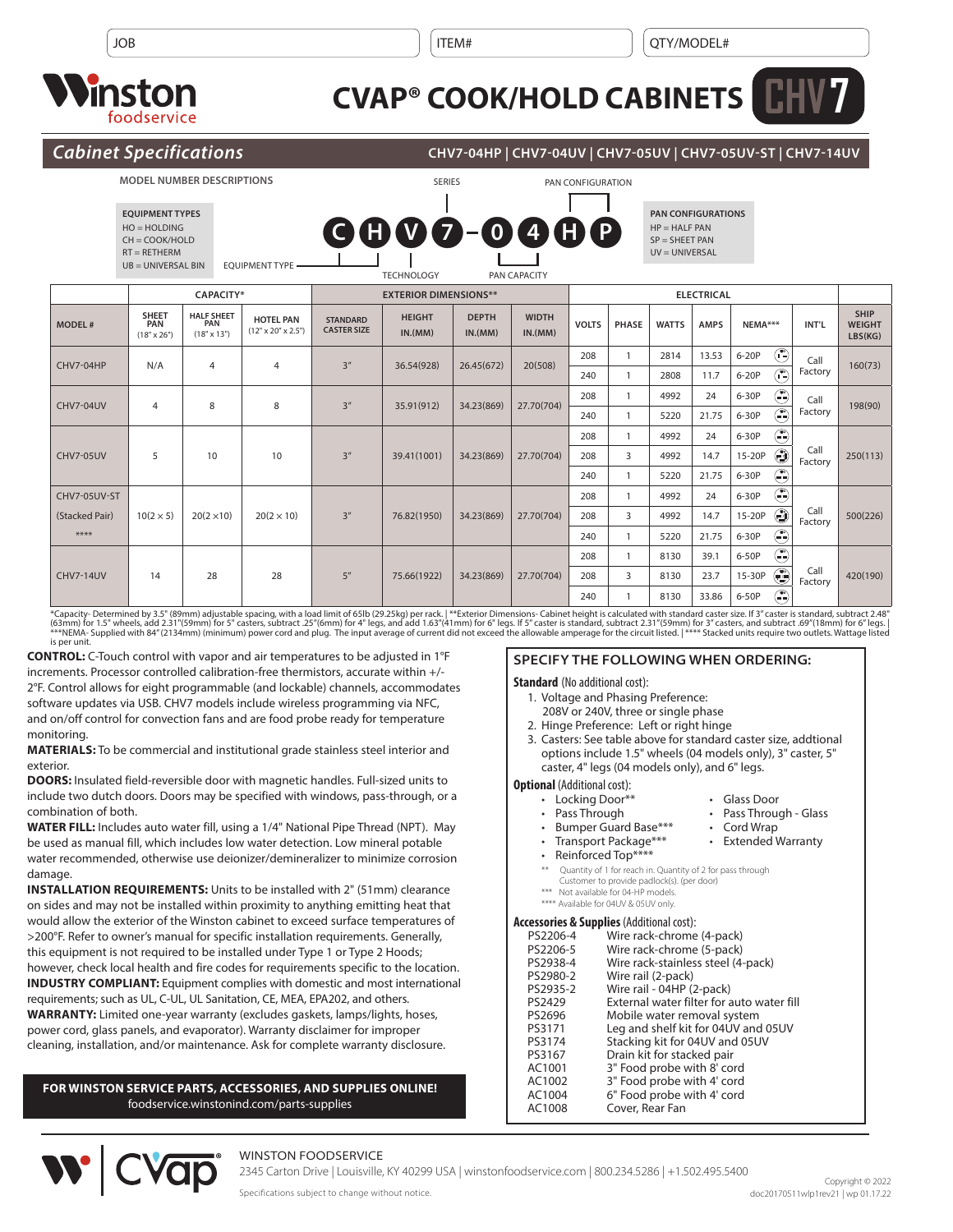JOB | ITEM# | QTY/MODEL#

# CVAP® COOK/HOLD CABINETS CHV7

## Cabinet Specifications

**CHV7-04HP | CHV7-04UV | CHV7-05UV | CHV7-05UV-ST | CHV7-14UV**

MODEL NUMBER DESCRIPTIONS

C H V 7 - 0 4 H P

- SERIES
- PAN CONFIGURATION
- EQUIPMENT TYPE
- TECHNOLOGY
- PAN CAPACITY

**EQUIPMENT TYPES**
HO = HOLDING
CH = COOK/HOLD
RT = RETHERM
UB = UNIVERSAL BIN

**PAN CONFIGURATIONS**
HP = HALF PAN
SP = SHEET PAN
UV = UNIVERSAL

| | CAPACITY* | | | EXTERIOR DIMENSIONS** | | | | ELECTRICAL | | | | | | |
|---|---|---|---|---|---|---|---|---|---|---|---|---|---|---|
| MODEL # | SHEET PAN (18" x 26") | HALF SHEET PAN (18" x 13") | HOTEL PAN (12" x 20" x 2.5") | STANDARD CASTER SIZE | HEIGHT IN.(MM) | DEPTH IN.(MM) | WIDTH IN.(MM) | VOLTS | PHASE | WATTS | AMPS | NEMA*** | INT'L | SHIP WEIGHT LBS(KG) |
| CHV7-04HP | N/A | 4 | 4 | 3" | 36.54(928) | 26.45(672) | 20(508) | 208 | 1 | 2814 | 13.53 | 6-20P | Call Factory | 160(73) |
| | | | | | | | | 240 | 1 | 2808 | 11.7 | 6-20P | | |
| CHV7-04UV | 4 | 8 | 8 | 3" | 35.91(912) | 34.23(869) | 27.70(704) | 208 | 1 | 4992 | 24 | 6-30P | Call Factory | 198(90) |
| | | | | | | | | 240 | 1 | 5220 | 21.75 | 6-30P | | |
| CHV7-05UV | 5 | 10 | 10 | 3" | 39.41(1001) | 34.23(869) | 27.70(704) | 208 | 1 | 4992 | 24 | 6-30P | Call Factory | 250(113) |
| | | | | | | | | 208 | 3 | 4992 | 14.7 | 15-20P | | |
| | | | | | | | | 240 | 1 | 5220 | 21.75 | 6-30P | | |
| CHV7-05UV-ST (Stacked Pair) **** | 10(2 × 5) | 20(2 ×10) | 20(2 × 10) | 3" | 76.82(1950) | 34.23(869) | 27.70(704) | 208 | 1 | 4992 | 24 | 6-30P | Call Factory | 500(226) |
| | | | | | | | | 208 | 3 | 4992 | 14.7 | 15-20P | | |
| | | | | | | | | 240 | 1 | 5220 | 21.75 | 6-30P | | |
| CHV7-14UV | 14 | 28 | 28 | 5" | 75.66(1922) | 34.23(869) | 27.70(704) | 208 | 1 | 8130 | 39.1 | 6-50P | Call Factory | 420(190) |
| | | | | | | | | 208 | 3 | 8130 | 23.7 | 15-30P | | |
| | | | | | | | | 240 | 1 | 8130 | 33.86 | 6-50P | | |

*Capacity- Determined by 3.5" (89mm) adjustable spacing, with a load limit of 65lb (29.25kg) per rack. | **Exterior Dimensions- Cabinet height is calculated with standard caster size. If 3" caster is standard, subtract 2.48" (63mm) for 1.5" wheels, add 2.31"(59mm) for 5" casters, subtract .25"(6mm) for 4" legs, and add 1.63"(41mm) for 6" legs. If 5" caster is standard, subtract 2.31"(59mm) for 3" casters, and subtract .69"(18mm) for 6" legs. | ***NEMA- Supplied with 84"(2134mm) (minimum) power cord and plug. The input average of current did not exceed the allowable amperage for the circuit listed. | **** Stacked units require two outlets. Wattage listed is per unit.

**CONTROL:** C-Touch control with vapor and air temperatures to be adjusted in 1°F increments. Processor controlled calibration-free thermistors, accurate within +/- 2°F. Control allows for eight programmable (and lockable) channels, accommodates software updates via USB. CHV7 models include wireless programming via NFC, and on/off control for convection fans and are food probe ready for temperature monitoring.

**MATERIALS:** To be commercial and institutional grade stainless steel interior and exterior.

**DOORS:** Insulated field-reversible door with magnetic handles. Full-sized units to include two dutch doors. Doors may be specified with windows, pass-through, or a combination of both.

**WATER FILL:** Includes auto water fill, using a 1/4" National Pipe Thread (NPT). May be used as manual fill, which includes low water detection. Low mineral potable water recommended, otherwise use deionizer/demineralizer to minimize corrosion damage.

**INSTALLATION REQUIREMENTS:** Units to be installed with 2" (51mm) clearance on sides and may not be installed within proximity to anything emitting heat that would allow the exterior of the Winston cabinet to exceed surface temperatures of >200°F. Refer to owner's manual for specific installation requirements. Generally, this equipment is not required to be installed under Type 1 or Type 2 Hoods; however, check local health and fire codes for requirements specific to the location.

**INDUSTRY COMPLIANT:** Equipment complies with domestic and most international requirements; such as UL, C-UL, UL Sanitation, CE, MEA, EPA202, and others.

**WARRANTY:** Limited one-year warranty (excludes gaskets, lamps/lights, hoses, power cord, glass panels, and evaporator). Warranty disclaimer for improper cleaning, installation, and/or maintenance. Ask for complete warranty disclosure.

**FOR WINSTON SERVICE PARTS, ACCESSORIES, AND SUPPLIES ONLINE!**
foodservice.winstonind.com/parts-supplies

### SPECIFY THE FOLLOWING WHEN ORDERING:

**Standard** (No additional cost):

1. Voltage and Phasing Preference: 208V or 240V, three or single phase
2. Hinge Preference: Left or right hinge
3. Casters: See table above for standard caster size, addtional options include 1.5" wheels (04 models only), 3" caster, 5" caster, 4" legs (04 models only), and 6" legs.

**Optional** (Additional cost):

- Locking Door**
- Pass Through
- Bumper Guard Base***
- Transport Package***
- Reinforced Top****
- Glass Door
- Pass Through - Glass
- Cord Wrap
- Extended Warranty

** Quantity of 1 for reach in. Quantity of 2 for pass through Customer to provide padlock(s). (per door)
*** Not available for 04-HP models.
**** Available for 04UV & 05UV only.

**Accessories & Supplies** (Additional cost):

| | |
|---|---|
| PS2206-4 | Wire rack-chrome (4-pack) |
| PS2206-5 | Wire rack-chrome (5-pack) |
| PS2938-4 | Wire rack-stainless steel (4-pack) |
| PS2980-2 | Wire rail (2-pack) |
| PS2935-2 | Wire rail - 04HP (2-pack) |
| PS2429 | External water filter for auto water fill |
| PS2696 | Mobile water removal system |
| PS3171 | Leg and shelf kit for 04UV and 05UV |
| PS3174 | Stacking kit for 04UV and 05UV |
| PS3167 | Drain kit for stacked pair |
| AC1001 | 3" Food probe with 8' cord |
| AC1002 | 3" Food probe with 4' cord |
| AC1004 | 6" Food probe with 4' cord |
| AC1008 | Cover, Rear Fan |

WINSTON FOODSERVICE
2345 Carton Drive | Louisville, KY 40299 USA | winstonfoodservice.com | 800.234.5286 | +1.502.495.5400

Specifications subject to change without notice.

Copyright © 2022
doc20170511wlp1rev21 | wp 01.17.22